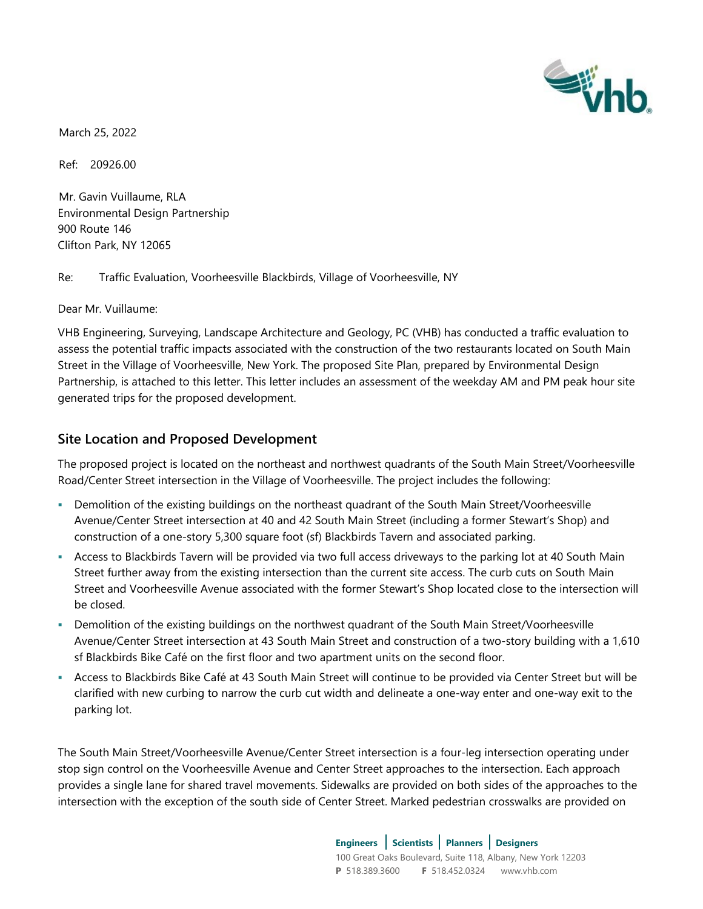March 25, 2022

Ref: 20926.00

Mr. Gavin Vuillaume, RLA
Environmental Design Partnership
900 Route 146
Clifton Park, NY 12065

Re: Traffic Evaluation, Voorheesville Blackbirds, Village of Voorheesville, NY

Dear Mr. Vuillaume:

VHB Engineering, Surveying, Landscape Architecture and Geology, PC (VHB) has conducted a traffic evaluation to assess the potential traffic impacts associated with the construction of the two restaurants located on South Main Street in the Village of Voorheesville, New York. The proposed Site Plan, prepared by Environmental Design Partnership, is attached to this letter. This letter includes an assessment of the weekday AM and PM peak hour site generated trips for the proposed development.

## Site Location and Proposed Development

The proposed project is located on the northeast and northwest quadrants of the South Main Street/Voorheesville Road/Center Street intersection in the Village of Voorheesville. The project includes the following:

- Demolition of the existing buildings on the northeast quadrant of the South Main Street/Voorheesville Avenue/Center Street intersection at 40 and 42 South Main Street (including a former Stewart's Shop) and construction of a one-story 5,300 square foot (sf) Blackbirds Tavern and associated parking.
- Access to Blackbirds Tavern will be provided via two full access driveways to the parking lot at 40 South Main Street further away from the existing intersection than the current site access. The curb cuts on South Main Street and Voorheesville Avenue associated with the former Stewart's Shop located close to the intersection will be closed.
- Demolition of the existing buildings on the northwest quadrant of the South Main Street/Voorheesville Avenue/Center Street intersection at 43 South Main Street and construction of a two-story building with a 1,610 sf Blackbirds Bike Café on the first floor and two apartment units on the second floor.
- Access to Blackbirds Bike Café at 43 South Main Street will continue to be provided via Center Street but will be clarified with new curbing to narrow the curb cut width and delineate a one-way enter and one-way exit to the parking lot.

The South Main Street/Voorheesville Avenue/Center Street intersection is a four-leg intersection operating under stop sign control on the Voorheesville Avenue and Center Street approaches to the intersection. Each approach provides a single lane for shared travel movements. Sidewalks are provided on both sides of the approaches to the intersection with the exception of the south side of Center Street. Marked pedestrian crosswalks are provided on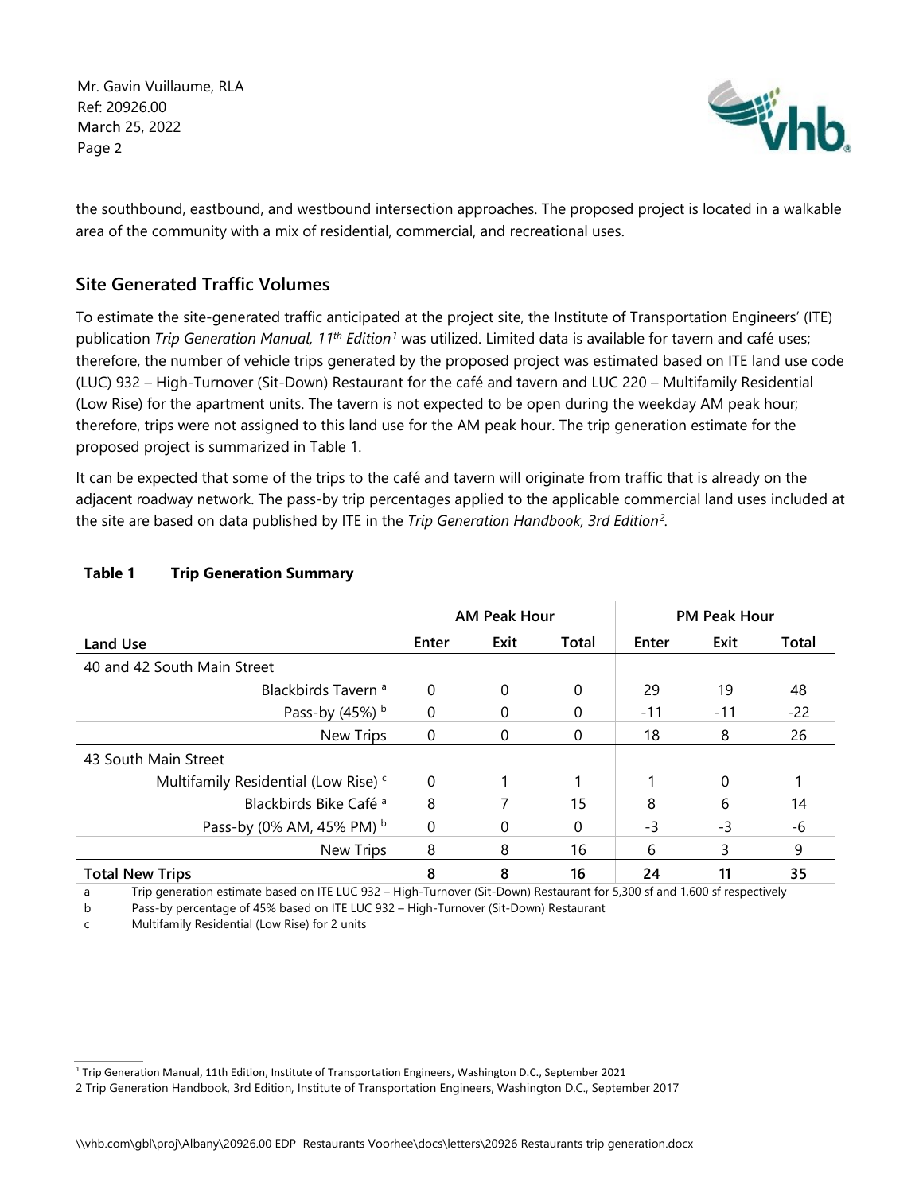the southbound, eastbound, and westbound intersection approaches. The proposed project is located in a walkable area of the community with a mix of residential, commercial, and recreational uses.

## Site Generated Traffic Volumes

To estimate the site-generated traffic anticipated at the project site, the Institute of Transportation Engineers' (ITE) publication *Trip Generation Manual, 11th Edition*[1] was utilized. Limited data is available for tavern and café uses; therefore, the number of vehicle trips generated by the proposed project was estimated based on ITE land use code (LUC) 932 – High-Turnover (Sit-Down) Restaurant for the café and tavern and LUC 220 – Multifamily Residential (Low Rise) for the apartment units. The tavern is not expected to be open during the weekday AM peak hour; therefore, trips were not assigned to this land use for the AM peak hour. The trip generation estimate for the proposed project is summarized in Table 1.

It can be expected that some of the trips to the café and tavern will originate from traffic that is already on the adjacent roadway network. The pass-by trip percentages applied to the applicable commercial land uses included at the site are based on data published by ITE in the *Trip Generation Handbook, 3rd Edition*[2].

**Table 1 Trip Generation Summary**

| | AM Peak Hour | | | PM Peak Hour | | |
|---|---|---|---|---|---|---|
| **Land Use** | **Enter** | **Exit** | **Total** | **Enter** | **Exit** | **Total** |
| 40 and 42 South Main Street | | | | | | |
| Blackbirds Tavern [a] | 0 | 0 | 0 | 29 | 19 | 48 |
| Pass-by (45%) [b] | 0 | 0 | 0 | -11 | -11 | -22 |
| New Trips | 0 | 0 | 0 | 18 | 8 | 26 |
| 43 South Main Street | | | | | | |
| Multifamily Residential (Low Rise) [c] | 0 | 1 | 1 | 1 | 0 | 1 |
| Blackbirds Bike Café [a] | 8 | 7 | 15 | 8 | 6 | 14 |
| Pass-by (0% AM, 45% PM) [b] | 0 | 0 | 0 | -3 | -3 | -6 |
| New Trips | 8 | 8 | 16 | 6 | 3 | 9 |
| **Total New Trips** | **8** | **8** | **16** | **24** | **11** | **35** |

a Trip generation estimate based on ITE LUC 932 – High-Turnover (Sit-Down) Restaurant for 5,300 sf and 1,600 sf respectively

b Pass-by percentage of 45% based on ITE LUC 932 – High-Turnover (Sit-Down) Restaurant

c Multifamily Residential (Low Rise) for 2 units

[1] Trip Generation Manual, 11th Edition, Institute of Transportation Engineers, Washington D.C., September 2021

[2] Trip Generation Handbook, 3rd Edition, Institute of Transportation Engineers, Washington D.C., September 2017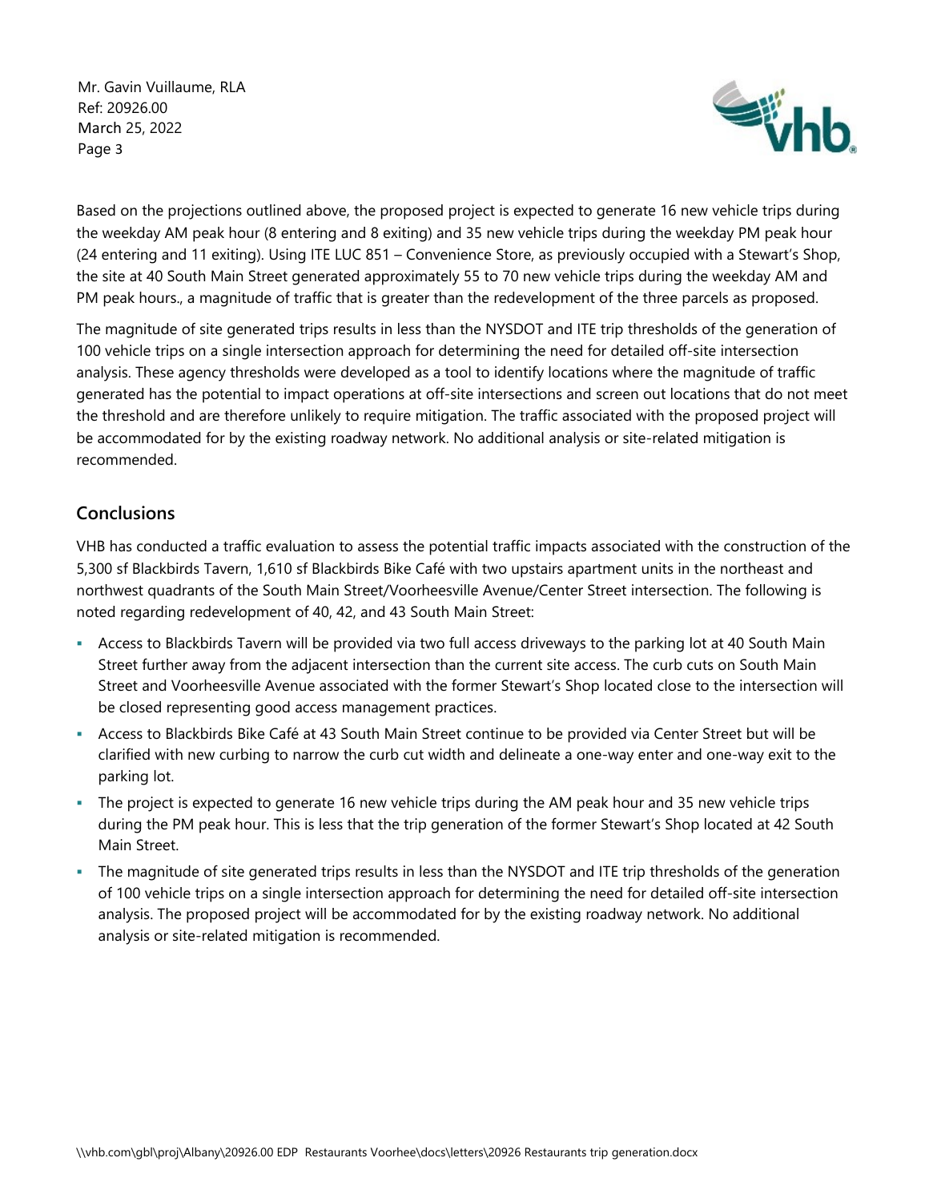Based on the projections outlined above, the proposed project is expected to generate 16 new vehicle trips during the weekday AM peak hour (8 entering and 8 exiting) and 35 new vehicle trips during the weekday PM peak hour (24 entering and 11 exiting). Using ITE LUC 851 – Convenience Store, as previously occupied with a Stewart's Shop, the site at 40 South Main Street generated approximately 55 to 70 new vehicle trips during the weekday AM and PM peak hours., a magnitude of traffic that is greater than the redevelopment of the three parcels as proposed.

The magnitude of site generated trips results in less than the NYSDOT and ITE trip thresholds of the generation of 100 vehicle trips on a single intersection approach for determining the need for detailed off-site intersection analysis. These agency thresholds were developed as a tool to identify locations where the magnitude of traffic generated has the potential to impact operations at off-site intersections and screen out locations that do not meet the threshold and are therefore unlikely to require mitigation. The traffic associated with the proposed project will be accommodated for by the existing roadway network. No additional analysis or site-related mitigation is recommended.

## Conclusions

VHB has conducted a traffic evaluation to assess the potential traffic impacts associated with the construction of the 5,300 sf Blackbirds Tavern, 1,610 sf Blackbirds Bike Café with two upstairs apartment units in the northeast and northwest quadrants of the South Main Street/Voorheesville Avenue/Center Street intersection. The following is noted regarding redevelopment of 40, 42, and 43 South Main Street:

- Access to Blackbirds Tavern will be provided via two full access driveways to the parking lot at 40 South Main Street further away from the adjacent intersection than the current site access. The curb cuts on South Main Street and Voorheesville Avenue associated with the former Stewart's Shop located close to the intersection will be closed representing good access management practices.
- Access to Blackbirds Bike Café at 43 South Main Street continue to be provided via Center Street but will be clarified with new curbing to narrow the curb cut width and delineate a one-way enter and one-way exit to the parking lot.
- The project is expected to generate 16 new vehicle trips during the AM peak hour and 35 new vehicle trips during the PM peak hour. This is less that the trip generation of the former Stewart's Shop located at 42 South Main Street.
- The magnitude of site generated trips results in less than the NYSDOT and ITE trip thresholds of the generation of 100 vehicle trips on a single intersection approach for determining the need for detailed off-site intersection analysis. The proposed project will be accommodated for by the existing roadway network. No additional analysis or site-related mitigation is recommended.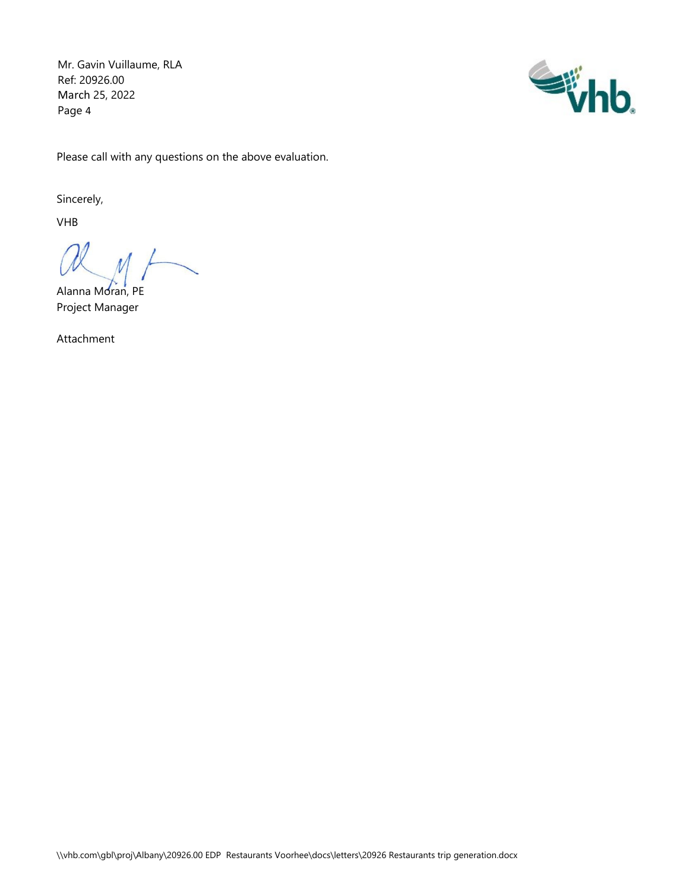Please call with any questions on the above evaluation.

Sincerely,

VHB

Alanna Moran, PE
Project Manager

Attachment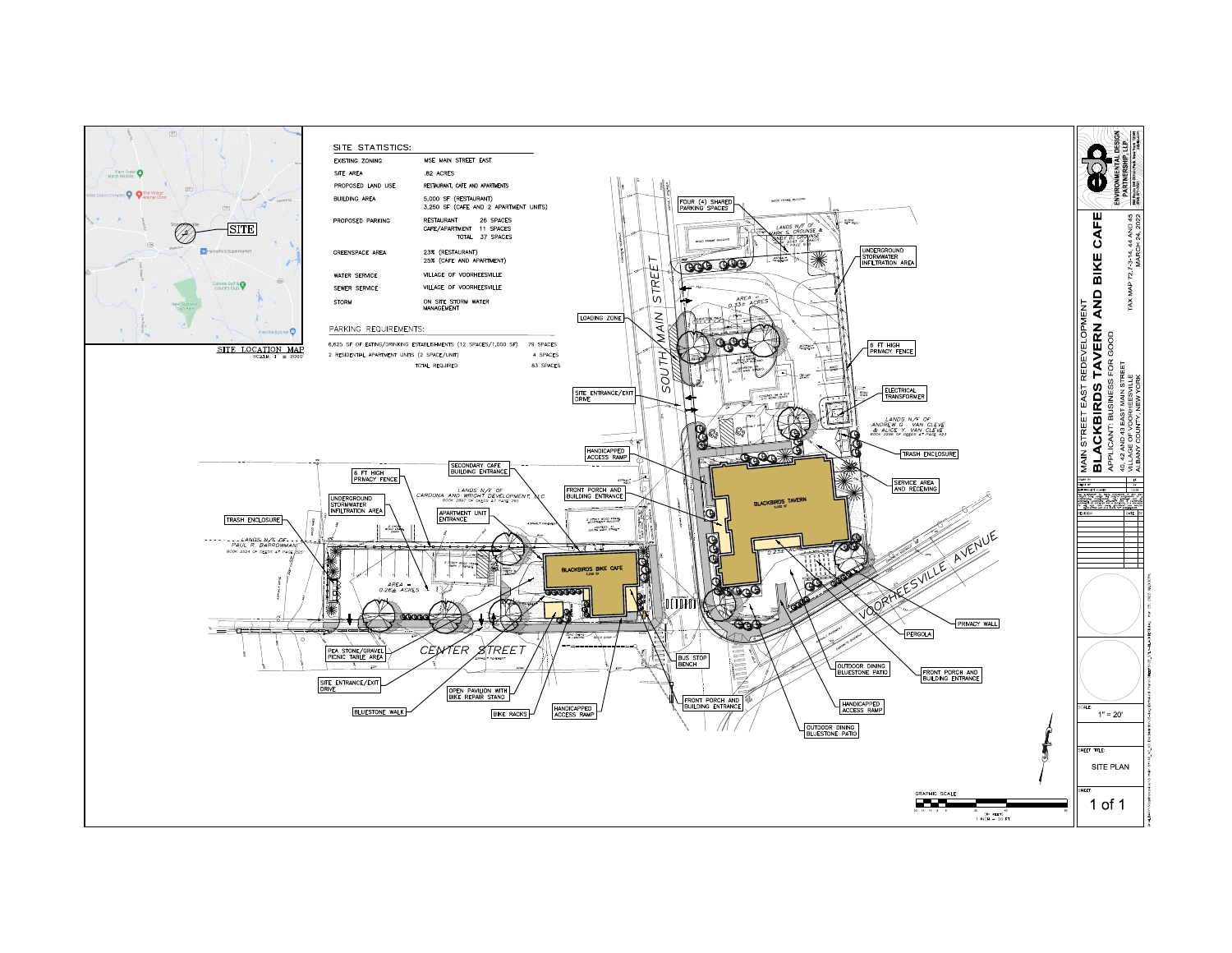## SITE STATISTICS:

| | |
|---|---|
| EXISTING ZONING | MSE MAIN STREET EAST |
| SITE AREA | .82 ACRES |
| PROPOSED LAND USE | RESTAURANT, CAFE AND APARTMENTS |
| BUILDING AREA | 5,000 SF (RESTAURANT)<br>3,250 SF (CAFE AND 2 APARTMENT UNITS) |
| PROPOSED PARKING | RESTAURANT 26 SPACES<br>CAFE/APARTMENT 11 SPACES<br>TOTAL 37 SPACES |
| GREENSPACE AREA | 23% (RESTAURANT)<br>25% (CAFE AND APARTMENT) |
| WATER SERVICE | VILLAGE OF VOORHEESVILLE |
| SEWER SERVICE | VILLAGE OF VOORHEESVILLE |
| STORM | ON SITE STORM WATER MANAGEMENT |

## PARKING REQUIREMENTS:

| | |
|---|---|
| 6,625 SF OF EATING/DRINKING ESTABLISHMENTS (12 SPACES/1,000 SF) | 79 SPACES |
| 2 RESIDENTIAL APARTMENT UNITS (2 SPACE/UNIT) | 4 SPACES |
| TOTAL REQUIRED | 83 SPACES |

SITE LOCATION MAP
SCALE: 1" = 2000'

SITE

FOUR (4) SHARED PARKING SPACES

UNDERGROUND STORMWATER INFILTRATION AREA

LOADING ZONE

6 FT HIGH PRIVACY FENCE

ELECTRICAL TRANSFORMER

SITE ENTRANCE/EXIT DRIVE

HANDICAPPED ACCESS RAMP

TRASH ENCLOSURE

SERVICE AREA AND RECEIVING

SECONDARY CAFE BUILDING ENTRANCE

FRONT PORCH AND BUILDING ENTRANCE

APARTMENT UNIT ENTRANCE

TRASH ENCLOSURE

PRIVACY WALL

PERGOLA

PEA STONE/GRAVEL PICNIC TABLE AREA

SITE ENTRANCE/EXIT DRIVE

OPEN PAVILION WITH BIKE REPAIR STAND

BLUESTONE WALK

BIKE RACKS

HANDICAPPED ACCESS RAMP

BUS STOP BENCH

FRONT PORCH AND BUILDING ENTRANCE

OUTDOOR DINING BLUESTONE PATIO

FRONT PORCH AND BUILDING ENTRANCE

HANDICAPPED ACCESS RAMP

OUTDOOR DINING BLUESTONE PATIO

SOUTH MAIN STREET

CENTER STREET

VOORHEESVILLE AVENUE

BLACKBIRDS TAVERN 5,000 SF

BLACKBIRDS BIKE CAFE 3,250 SF

AREA = 0.33± ACRES

AREA = 0.26± ACRES

LANDS N/F OF MARK S. CROUSE & JANET B. CROUSE

LANDS N/F OF ANDREW G. VAN CLEVE & ALICE Y. VAN CLEVE

LANDS N/F OF CARDONA AND WRIGHT DEVELOPMENT, LLC

LANDS N/F OF PAUL R. BARROWMAN

GRAPHIC SCALE
(IN FEET)
1 INCH = 20 FT.

ENVIRONMENTAL DESIGN PARTNERSHIP, LLP

MAIN STREET EAST REDEVELOPMENT
# BLACKBIRDS TAVERN AND BIKE CAFE
APPLICANT: BUSINESS FOR GOOD
40, 42 AND 43 EAST MAIN STREET
VILLAGE OF VOORHEESVILLE
ALBANY COUNTY, NEW YORK

TAX MAP 72.7-3-16, 44 AND 45
MARCH 24, 2022

SCALE: 1" = 20'

SHEET TITLE: SITE PLAN

SHEET: 1 of 1